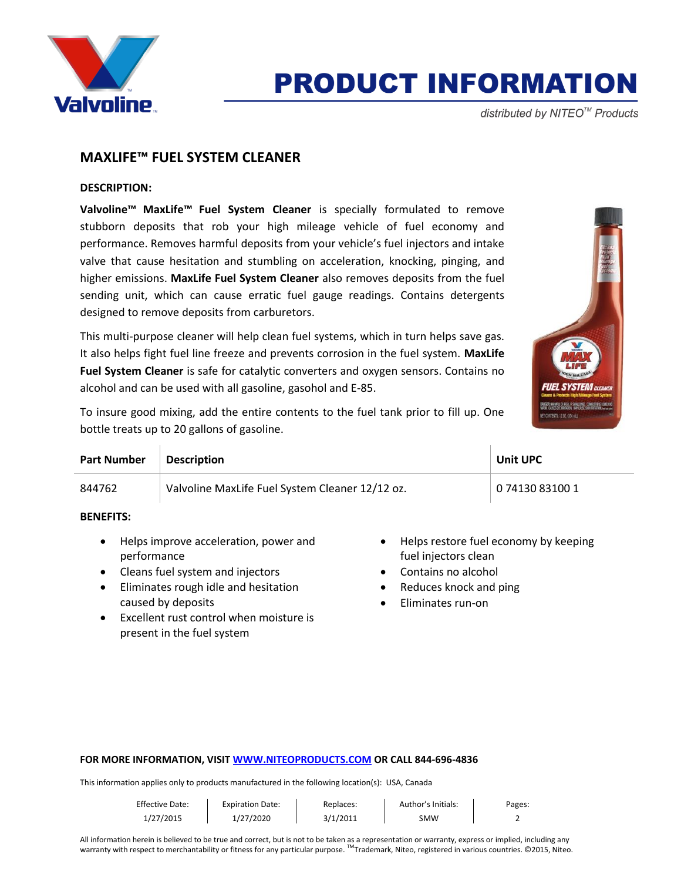# PRODUCT INFORMATION

*distributed by NITEO™ Products*

## MAXLIFE™ FUEL SYSTEM CLEANER

**DESCRIPTION:**

**Valvoline™ MaxLife™ Fuel System Cleaner** is specially formulated to remove stubborn deposits that rob your high mileage vehicle of fuel economy and performance. Removes harmful deposits from your vehicle's fuel injectors and intake valve that cause hesitation and stumbling on acceleration, knocking, pinging, and higher emissions. **MaxLife Fuel System Cleaner** also removes deposits from the fuel sending unit, which can cause erratic fuel gauge readings. Contains detergents designed to remove deposits from carburetors.

This multi-purpose cleaner will help clean fuel systems, which in turn helps save gas. It also helps fight fuel line freeze and prevents corrosion in the fuel system. **MaxLife Fuel System Cleaner** is safe for catalytic converters and oxygen sensors. Contains no alcohol and can be used with all gasoline, gasohol and E-85.

To insure good mixing, add the entire contents to the fuel tank prior to fill up. One bottle treats up to 20 gallons of gasoline.

| Part Number | Description | Unit UPC |
|---|---|---|
| 844762 | Valvoline MaxLife Fuel System Cleaner 12/12 oz. | 0 74130 83100 1 |

**BENEFITS:**

- Helps improve acceleration, power and performance
- Cleans fuel system and injectors
- Eliminates rough idle and hesitation caused by deposits
- Excellent rust control when moisture is present in the fuel system
- Helps restore fuel economy by keeping fuel injectors clean
- Contains no alcohol
- Reduces knock and ping
- Eliminates run-on

**FOR MORE INFORMATION, VISIT WWW.NITEOPRODUCTS.COM OR CALL 844-696-4836**

This information applies only to products manufactured in the following location(s): USA, Canada

| Effective Date: | Expiration Date: | Replaces: | Author's Initials: | Pages: |
|---|---|---|---|---|
| 1/27/2015 | 1/27/2020 | 3/1/2011 | SMW | 2 |

All information herein is believed to be true and correct, but is not to be taken as a representation or warranty, express or implied, including any warranty with respect to merchantability or fitness for any particular purpose. ™Trademark, Niteo, registered in various countries. ©2015, Niteo.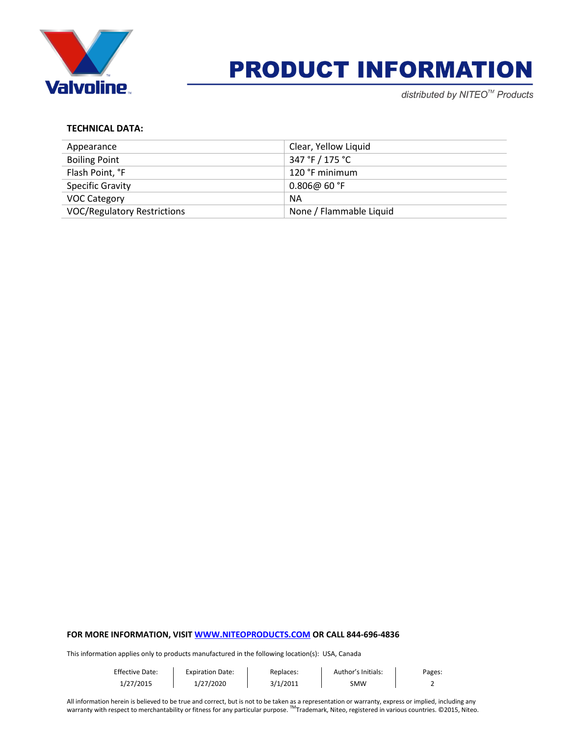# PRODUCT INFORMATION

*distributed by NITEO™ Products*

**TECHNICAL DATA:**

| | |
|---|---|
| Appearance | Clear, Yellow Liquid |
| Boiling Point | 347 °F / 175 °C |
| Flash Point, °F | 120 °F minimum |
| Specific Gravity | 0.806@ 60 °F |
| VOC Category | NA |
| VOC/Regulatory Restrictions | None / Flammable Liquid |

**FOR MORE INFORMATION, VISIT [WWW.NITEOPRODUCTS.COM](http://WWW.NITEOPRODUCTS.COM) OR CALL 844-696-4836**

This information applies only to products manufactured in the following location(s): USA, Canada

| Effective Date: | Expiration Date: | Replaces: | Author's Initials: | Pages: |
|---|---|---|---|---|
| 1/27/2015 | 1/27/2020 | 3/1/2011 | SMW | 2 |

All information herein is believed to be true and correct, but is not to be taken as a representation or warranty, express or implied, including any warranty with respect to merchantability or fitness for any particular purpose. ™Trademark, Niteo, registered in various countries. ©2015, Niteo.